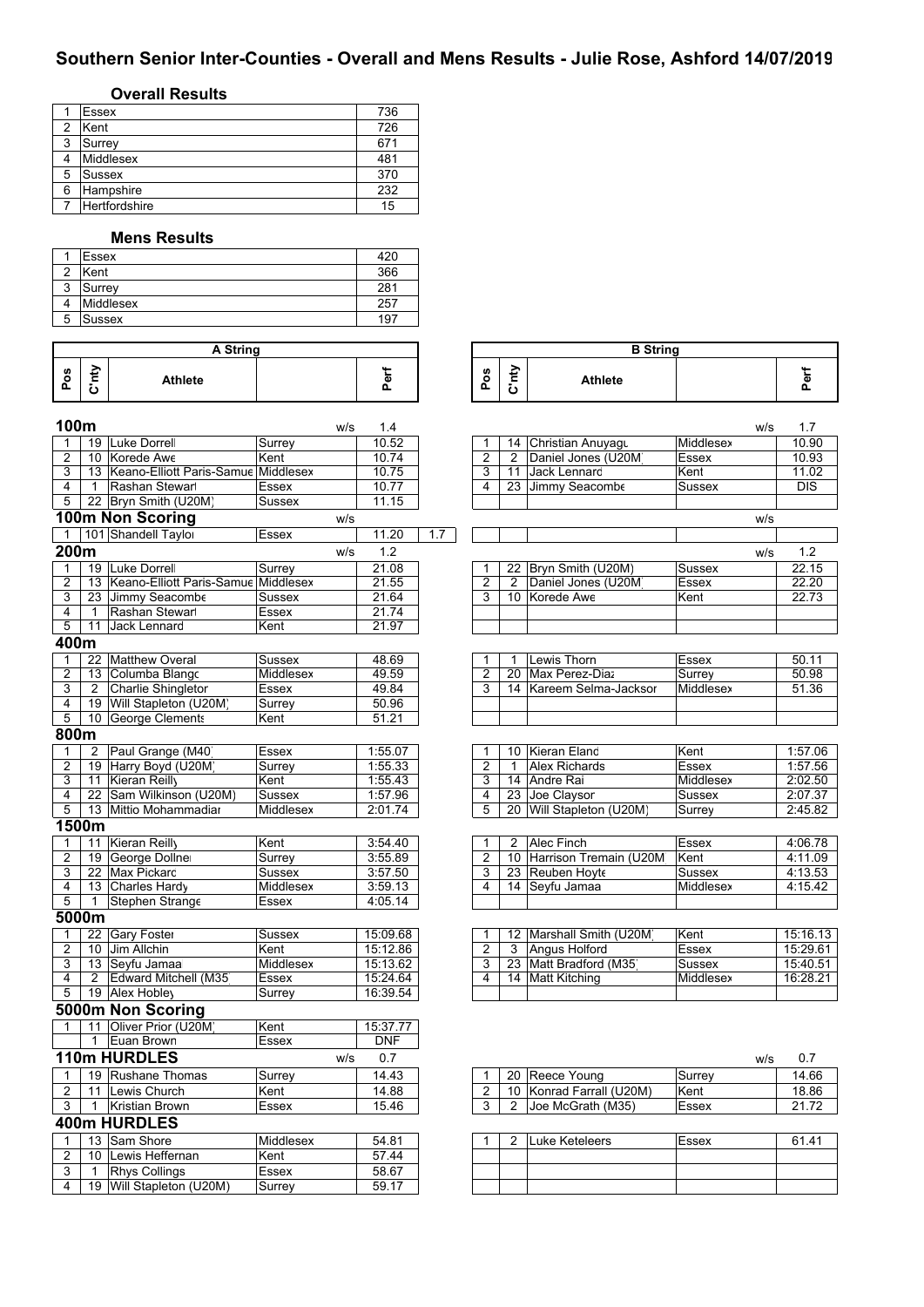# Southern Senior Inter-Counties - Overall and Mens Results - Julie Rose, Ashford 14/07/2019

### Overall Results

| | | |
|---|---|---|
| 1 | Essex | 736 |
| 2 | Kent | 726 |
| 3 | Surrey | 671 |
| 4 | Middlesex | 481 |
| 5 | Sussex | 370 |
| 6 | Hampshire | 232 |
| 7 | Hertfordshire | 15 |

### Mens Results

| | | |
|---|---|---|
| 1 | Essex | 420 |
| 2 | Kent | 366 |
| 3 | Surrey | 281 |
| 4 | Middlesex | 257 |
| 5 | Sussex | 197 |

## A String / B String

### 100m

A String (w/s 1.4)

| Pos | C'nty | Athlete | | Perf |
|---|---|---|---|---|
| 1 | 19 | Luke Dorrell | Surrey | 10.52 |
| 2 | 10 | Korede Awe | Kent | 10.74 |
| 3 | 13 | Keano-Elliott Paris-Samue | Middlesex | 10.75 |
| 4 | 1 | Rashan Stewart | Essex | 10.77 |
| 5 | 22 | Bryn Smith (U20M) | Sussex | 11.15 |

B String (w/s 1.7)

| Pos | C'nty | Athlete | | Perf |
|---|---|---|---|---|
| 1 | 14 | Christian Anuyagu | Middlesex | 10.90 |
| 2 | 2 | Daniel Jones (U20M) | Essex | 10.93 |
| 3 | 11 | Jack Lennard | Kent | 11.02 |
| 4 | 23 | Jimmy Seacombe | Sussex | DIS |

### 100m Non Scoring

| Pos | C'nty | Athlete | | Perf | w/s |
|---|---|---|---|---|---|
| 1 | 101 | Shandell Taylor | Essex | 11.20 | 1.7 |

### 200m

A String (w/s 1.2)

| Pos | C'nty | Athlete | | Perf |
|---|---|---|---|---|
| 1 | 19 | Luke Dorrell | Surrey | 21.08 |
| 2 | 13 | Keano-Elliott Paris-Samue | Middlesex | 21.55 |
| 3 | 23 | Jimmy Seacombe | Sussex | 21.64 |
| 4 | 1 | Rashan Stewart | Essex | 21.74 |
| 5 | 11 | Jack Lennard | Kent | 21.97 |

B String (w/s 1.2)

| Pos | C'nty | Athlete | | Perf |
|---|---|---|---|---|
| 1 | 22 | Bryn Smith (U20M) | Sussex | 22.15 |
| 2 | 2 | Daniel Jones (U20M) | Essex | 22.20 |
| 3 | 10 | Korede Awe | Kent | 22.73 |

### 400m

A String

| Pos | C'nty | Athlete | | Perf |
|---|---|---|---|---|
| 1 | 22 | Matthew Overal | Sussex | 48.69 |
| 2 | 13 | Columba Blango | Middlesex | 49.59 |
| 3 | 2 | Charlie Shingleton | Essex | 49.84 |
| 4 | 19 | Will Stapleton (U20M) | Surrey | 50.96 |
| 5 | 10 | George Clements | Kent | 51.21 |

B String

| Pos | C'nty | Athlete | | Perf |
|---|---|---|---|---|
| 1 | 1 | Lewis Thorn | Essex | 50.11 |
| 2 | 20 | Max Perez-Diaz | Surrey | 50.98 |
| 3 | 14 | Kareem Selma-Jackson | Middlesex | 51.36 |

### 800m

A String

| Pos | C'nty | Athlete | | Perf |
|---|---|---|---|---|
| 1 | 2 | Paul Grange (M40) | Essex | 1:55.07 |
| 2 | 19 | Harry Boyd (U20M) | Surrey | 1:55.33 |
| 3 | 11 | Kieran Reilly | Kent | 1:55.43 |
| 4 | 22 | Sam Wilkinson (U20M) | Sussex | 1:57.96 |
| 5 | 13 | Mittio Mohammadian | Middlesex | 2:01.74 |

B String

| Pos | C'nty | Athlete | | Perf |
|---|---|---|---|---|
| 1 | 10 | Kieran Eland | Kent | 1:57.06 |
| 2 | 1 | Alex Richards | Essex | 1:57.56 |
| 3 | 14 | Andre Rai | Middlesex | 2:02.50 |
| 4 | 23 | Joe Claysor | Sussex | 2:07.37 |
| 5 | 20 | Will Stapleton (U20M) | Surrey | 2:45.82 |

### 1500m

A String

| Pos | C'nty | Athlete | | Perf |
|---|---|---|---|---|
| 1 | 11 | Kieran Reilly | Kent | 3:54.40 |
| 2 | 19 | George Dollner | Surrey | 3:55.89 |
| 3 | 22 | Max Pickard | Sussex | 3:57.50 |
| 4 | 13 | Charles Hardy | Middlesex | 3:59.13 |
| 5 | 1 | Stephen Strange | Essex | 4:05.14 |

B String

| Pos | C'nty | Athlete | | Perf |
|---|---|---|---|---|
| 1 | 2 | Alec Finch | Essex | 4:06.78 |
| 2 | 10 | Harrison Tremain (U20M | Kent | 4:11.09 |
| 3 | 23 | Reuben Hoyte | Sussex | 4:13.53 |
| 4 | 14 | Seyfu Jamaa | Middlesex | 4:15.42 |

### 5000m

A String

| Pos | C'nty | Athlete | | Perf |
|---|---|---|---|---|
| 1 | 22 | Gary Foster | Sussex | 15:09.68 |
| 2 | 10 | Jim Allchin | Kent | 15:12.86 |
| 3 | 13 | Seyfu Jamaa | Middlesex | 15:13.62 |
| 4 | 2 | Edward Mitchell (M35) | Essex | 15:24.64 |
| 5 | 19 | Alex Hobley | Surrey | 16:39.54 |

B String

| Pos | C'nty | Athlete | | Perf |
|---|---|---|---|---|
| 1 | 12 | Marshall Smith (U20M) | Kent | 15:16.13 |
| 2 | 3 | Angus Holford | Essex | 15:29.61 |
| 3 | 23 | Matt Bradford (M35) | Sussex | 15:40.51 |
| 4 | 14 | Matt Kitching | Middlesex | 16:28.21 |

### 5000m Non Scoring

| Pos | C'nty | Athlete | | Perf |
|---|---|---|---|---|
| 1 | 11 | Oliver Prior (U20M) | Kent | 15:37.77 |
| | 1 | Euan Brown | Essex | DNF |

### 110m HURDLES

A String (w/s 0.7)

| Pos | C'nty | Athlete | | Perf |
|---|---|---|---|---|
| 1 | 19 | Rushane Thomas | Surrey | 14.43 |
| 2 | 11 | Lewis Church | Kent | 14.88 |
| 3 | 1 | Kristian Brown | Essex | 15.46 |

B String (w/s 0.7)

| Pos | C'nty | Athlete | | Perf |
|---|---|---|---|---|
| 1 | 20 | Reece Young | Surrey | 14.66 |
| 2 | 10 | Konrad Farrall (U20M) | Kent | 18.86 |
| 3 | 2 | Joe McGrath (M35) | Essex | 21.72 |

### 400m HURDLES

A String

| Pos | C'nty | Athlete | | Perf |
|---|---|---|---|---|
| 1 | 13 | Sam Shore | Middlesex | 54.81 |
| 2 | 10 | Lewis Heffernan | Kent | 57.44 |
| 3 | 1 | Rhys Collings | Essex | 58.67 |
| 4 | 19 | Will Stapleton (U20M) | Surrey | 59.17 |

B String

| Pos | C'nty | Athlete | | Perf |
|---|---|---|---|---|
| 1 | 2 | Luke Keteleers | Essex | 61.41 |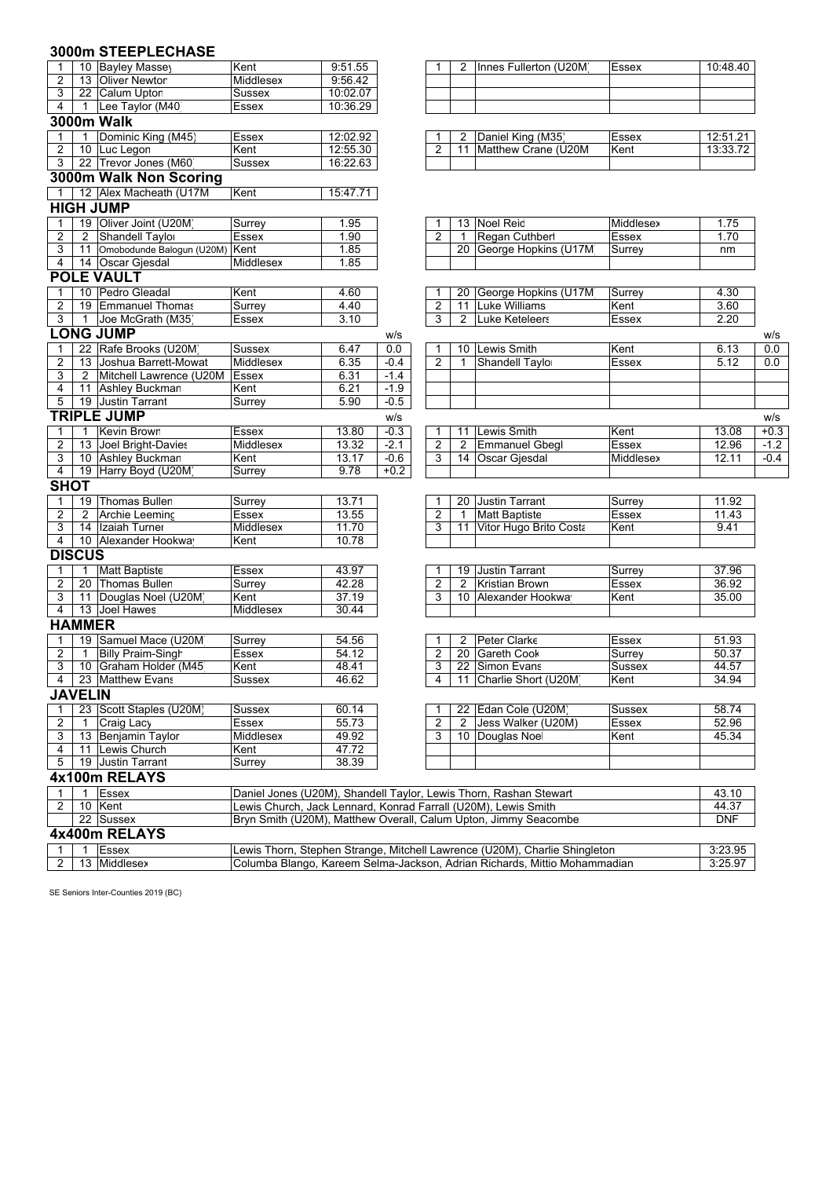## 3000m STEEPLECHASE

| | | | | |
|---|---|---|---|---|
| 1 | 10 | Bayley Massey | Kent | 9:51.55 |
| 2 | 13 | Oliver Newton | Middlesex | 9:56.42 |
| 3 | 22 | Calum Upton | Sussex | 10:02.07 |
| 4 | 1 | Lee Taylor (M40) | Essex | 10:36.29 |

| | | | | |
|---|---|---|---|---|
| 1 | 2 | Innes Fullerton (U20M) | Essex | 10:48.40 |

## 3000m Walk

| | | | | |
|---|---|---|---|---|
| 1 | 1 | Dominic King (M45) | Essex | 12:02.92 |
| 2 | 10 | Luc Legon | Kent | 12:55.30 |
| 3 | 22 | Trevor Jones (M60) | Sussex | 16:22.63 |

| | | | | |
|---|---|---|---|---|
| 1 | 2 | Daniel King (M35) | Essex | 12:51.21 |
| 2 | 11 | Matthew Crane (U20M) | Kent | 13:33.72 |

## 3000m Walk Non Scoring

| | | | | |
|---|---|---|---|---|
| 1 | 12 | Alex Macheath (U17M) | Kent | 15:47.71 |

## HIGH JUMP

| | | | | |
|---|---|---|---|---|
| 1 | 19 | Oliver Joint (U20M) | Surrey | 1.95 |
| 2 | 2 | Shandell Taylor | Essex | 1.90 |
| 3 | 11 | Omobodunde Balogun (U20M) | Kent | 1.85 |
| 4 | 14 | Oscar Gjesdal | Middlesex | 1.85 |

| | | | | |
|---|---|---|---|---|
| 1 | 13 | Noel Reid | Middlesex | 1.75 |
| 2 | 1 | Regan Cuthbert | Essex | 1.70 |
| | 20 | George Hopkins (U17M) | Surrey | nm |

## POLE VAULT

| | | | | |
|---|---|---|---|---|
| 1 | 10 | Pedro Gleadal | Kent | 4.60 |
| 2 | 19 | Emmanuel Thomas | Surrey | 4.40 |
| 3 | 1 | Joe McGrath (M35) | Essex | 3.10 |

| | | | | |
|---|---|---|---|---|
| 1 | 20 | George Hopkins (U17M) | Surrey | 4.30 |
| 2 | 11 | Luke Williams | Kent | 3.60 |
| 3 | 2 | Luke Keteleers | Essex | 2.20 |

## LONG JUMP

| | | | | | w/s |
|---|---|---|---|---|---|
| 1 | 22 | Rafe Brooks (U20M) | Sussex | 6.47 | 0.0 |
| 2 | 13 | Joshua Barrett-Mowat | Middlesex | 6.35 | -0.4 |
| 3 | 2 | Mitchell Lawrence (U20M) | Essex | 6.31 | -1.4 |
| 4 | 11 | Ashley Buckman | Kent | 6.21 | -1.9 |
| 5 | 19 | Justin Tarrant | Surrey | 5.90 | -0.5 |

| | | | | | w/s |
|---|---|---|---|---|---|
| 1 | 10 | Lewis Smith | Kent | 6.13 | 0.0 |
| 2 | 1 | Shandell Taylor | Essex | 5.12 | 0.0 |

## TRIPLE JUMP

| | | | | | w/s |
|---|---|---|---|---|---|
| 1 | 1 | Kevin Brown | Essex | 13.80 | -0.3 |
| 2 | 13 | Joel Bright-Davies | Middlesex | 13.32 | -2.1 |
| 3 | 10 | Ashley Buckman | Kent | 13.17 | -0.6 |
| 4 | 19 | Harry Boyd (U20M) | Surrey | 9.78 | +0.2 |

| | | | | | w/s |
|---|---|---|---|---|---|
| 1 | 11 | Lewis Smith | Kent | 13.08 | +0.3 |
| 2 | 2 | Emmanuel Gbegl | Essex | 12.96 | -1.2 |
| 3 | 14 | Oscar Gjesdal | Middlesex | 12.11 | -0.4 |

## SHOT

| | | | | |
|---|---|---|---|---|
| 1 | 19 | Thomas Bullen | Surrey | 13.71 |
| 2 | 2 | Archie Leeming | Essex | 13.55 |
| 3 | 14 | Izaiah Turner | Middlesex | 11.70 |
| 4 | 10 | Alexander Hookway | Kent | 10.78 |

| | | | | |
|---|---|---|---|---|
| 1 | 20 | Justin Tarrant | Surrey | 11.92 |
| 2 | 1 | Matt Baptiste | Essex | 11.43 |
| 3 | 11 | Vitor Hugo Brito Costa | Kent | 9.41 |

## DISCUS

| | | | | |
|---|---|---|---|---|
| 1 | 1 | Matt Baptiste | Essex | 43.97 |
| 2 | 20 | Thomas Bullen | Surrey | 42.28 |
| 3 | 11 | Douglas Noel (U20M) | Kent | 37.19 |
| 4 | 13 | Joel Hawes | Middlesex | 30.44 |

| | | | | |
|---|---|---|---|---|
| 1 | 19 | Justin Tarrant | Surrey | 37.96 |
| 2 | 2 | Kristian Brown | Essex | 36.92 |
| 3 | 10 | Alexander Hookway | Kent | 35.00 |

## HAMMER

| | | | | |
|---|---|---|---|---|
| 1 | 19 | Samuel Mace (U20M) | Surrey | 54.56 |
| 2 | 1 | Billy Praim-Singh | Essex | 54.12 |
| 3 | 10 | Graham Holder (M45) | Kent | 48.41 |
| 4 | 23 | Matthew Evans | Sussex | 46.62 |

| | | | | |
|---|---|---|---|---|
| 1 | 2 | Peter Clarke | Essex | 51.93 |
| 2 | 20 | Gareth Cook | Surrey | 50.37 |
| 3 | 22 | Simon Evans | Sussex | 44.57 |
| 4 | 11 | Charlie Short (U20M) | Kent | 34.94 |

## JAVELIN

| | | | | |
|---|---|---|---|---|
| 1 | 23 | Scott Staples (U20M) | Sussex | 60.14 |
| 2 | 1 | Craig Lacy | Essex | 55.73 |
| 3 | 13 | Benjamin Taylor | Middlesex | 49.92 |
| 4 | 11 | Lewis Church | Kent | 47.72 |
| 5 | 19 | Justin Tarrant | Surrey | 38.39 |

| | | | | |
|---|---|---|---|---|
| 1 | 22 | Edan Cole (U20M) | Sussex | 58.74 |
| 2 | 2 | Jess Walker (U20M) | Essex | 52.96 |
| 3 | 10 | Douglas Noel | Kent | 45.34 |

## 4x100m RELAYS

| | | | | |
|---|---|---|---|---|
| 1 | 1 | Essex | Daniel Jones (U20M), Shandell Taylor, Lewis Thorn, Rashan Stewart | 43.10 |
| 2 | 10 | Kent | Lewis Church, Jack Lennard, Konrad Farrall (U20M), Lewis Smith | 44.37 |
| | 22 | Sussex | Bryn Smith (U20M), Matthew Overall, Calum Upton, Jimmy Seacombe | DNF |

## 4x400m RELAYS

| | | | | |
|---|---|---|---|---|
| 1 | 1 | Essex | Lewis Thorn, Stephen Strange, Mitchell Lawrence (U20M), Charlie Shingleton | 3:23.95 |
| 2 | 13 | Middlesex | Columba Blango, Kareem Selma-Jackson, Adrian Richards, Mittio Mohammadian | 3:25.97 |

SE Seniors Inter-Counties 2019 (BC)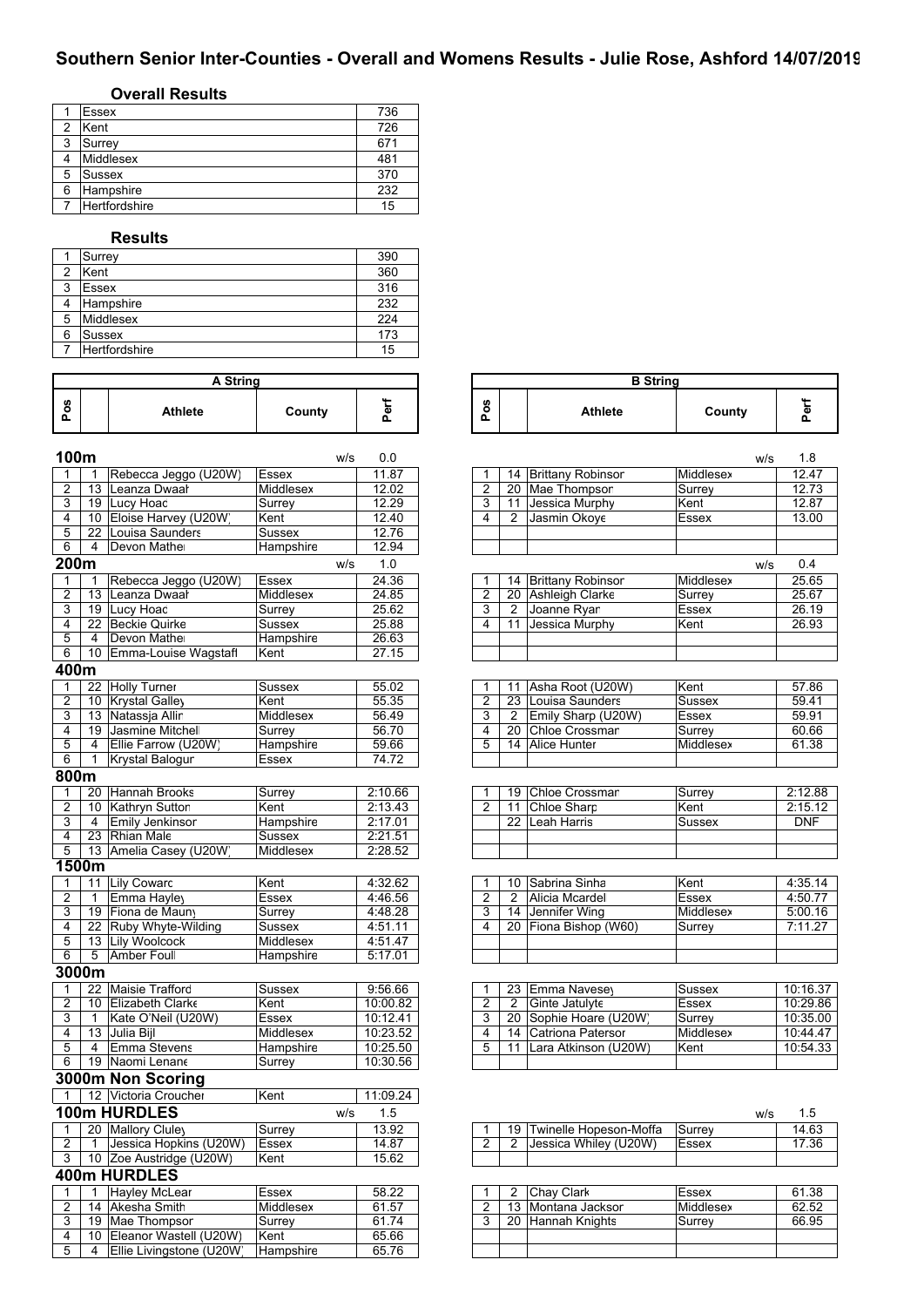# Southern Senior Inter-Counties - Overall and Womens Results - Julie Rose, Ashford 14/07/2019

### Overall Results

| | | |
|---|---|---|
| 1 | Essex | 736 |
| 2 | Kent | 726 |
| 3 | Surrey | 671 |
| 4 | Middlesex | 481 |
| 5 | Sussex | 370 |
| 6 | Hampshire | 232 |
| 7 | Hertfordshire | 15 |

### Results

| | | |
|---|---|---|
| 1 | Surrey | 390 |
| 2 | Kent | 360 |
| 3 | Essex | 316 |
| 4 | Hampshire | 232 |
| 5 | Middlesex | 224 |
| 6 | Sussex | 173 |
| 7 | Hertfordshire | 15 |

## A String

| Pos | | Athlete | County | Perf |
|---|---|---|---|---|
| **100m** | | | w/s | 0.0 |
| 1 | 1 | Rebecca Jeggo (U20W) | Essex | 11.87 |
| 2 | 13 | Leanza Dwaah | Middlesex | 12.02 |
| 3 | 19 | Lucy Hoad | Surrey | 12.29 |
| 4 | 10 | Eloise Harvey (U20W) | Kent | 12.40 |
| 5 | 22 | Louisa Saunders | Sussex | 12.76 |
| 6 | 4 | Devon Mather | Hampshire | 12.94 |
| **200m** | | | w/s | 1.0 |
| 1 | 1 | Rebecca Jeggo (U20W) | Essex | 24.36 |
| 2 | 13 | Leanza Dwaah | Middlesex | 24.85 |
| 3 | 19 | Lucy Hoad | Surrey | 25.62 |
| 4 | 22 | Beckie Quirke | Sussex | 25.88 |
| 5 | 4 | Devon Mather | Hampshire | 26.63 |
| 6 | 10 | Emma-Louise Wagstaff | Kent | 27.15 |
| **400m** | | | | |
| 1 | 22 | Holly Turner | Sussex | 55.02 |
| 2 | 10 | Krystal Galley | Kent | 55.35 |
| 3 | 13 | Natassja Allin | Middlesex | 56.49 |
| 4 | 19 | Jasmine Mitchell | Surrey | 56.70 |
| 5 | 4 | Ellie Farrow (U20W) | Hampshire | 59.66 |
| 6 | 1 | Krystal Balogun | Essex | 74.72 |
| **800m** | | | | |
| 1 | 20 | Hannah Brooks | Surrey | 2:10.66 |
| 2 | 10 | Kathryn Sutton | Kent | 2:13.43 |
| 3 | 4 | Emily Jenkinson | Hampshire | 2:17.01 |
| 4 | 23 | Rhian Male | Sussex | 2:21.51 |
| 5 | 13 | Amelia Casey (U20W) | Middlesex | 2:28.52 |
| **1500m** | | | | |
| 1 | 11 | Lily Coward | Kent | 4:32.62 |
| 2 | 1 | Emma Hayley | Essex | 4:46.56 |
| 3 | 19 | Fiona de Mauny | Surrey | 4:48.28 |
| 4 | 22 | Ruby Whyte-Wilding | Sussex | 4:51.11 |
| 5 | 13 | Lily Woolcock | Middlesex | 4:51.47 |
| 6 | 5 | Amber Foull | Hampshire | 5:17.01 |
| **3000m** | | | | |
| 1 | 22 | Maisie Trafford | Sussex | 9:56.66 |
| 2 | 10 | Elizabeth Clarke | Kent | 10:00.82 |
| 3 | 1 | Kate O'Neil (U20W) | Essex | 10:12.41 |
| 4 | 13 | Julia Bijl | Middlesex | 10:23.52 |
| 5 | 4 | Emma Stevens | Hampshire | 10:25.50 |
| 6 | 19 | Naomi Lenane | Surrey | 10:30.56 |
| **3000m Non Scoring** | | | | |
| 1 | 12 | Victoria Croucher | Kent | 11:09.24 |
| **100m HURDLES** | | | w/s | 1.5 |
| 1 | 20 | Mallory Cluley | Surrey | 13.92 |
| 2 | 1 | Jessica Hopkins (U20W) | Essex | 14.87 |
| 3 | 10 | Zoe Austridge (U20W) | Kent | 15.62 |
| **400m HURDLES** | | | | |
| 1 | 1 | Hayley McLean | Essex | 58.22 |
| 2 | 14 | Akesha Smith | Middlesex | 61.57 |
| 3 | 19 | Mae Thompson | Surrey | 61.74 |
| 4 | 10 | Eleanor Wastell (U20W) | Kent | 65.66 |
| 5 | 4 | Ellie Livingstone (U20W) | Hampshire | 65.76 |

## B String

| Pos | | Athlete | County | Perf |
|---|---|---|---|---|
| **100m** | | | w/s | 1.8 |
| 1 | 14 | Brittany Robinson | Middlesex | 12.47 |
| 2 | 20 | Mae Thompson | Surrey | 12.73 |
| 3 | 11 | Jessica Murphy | Kent | 12.87 |
| 4 | 2 | Jasmin Okoye | Essex | 13.00 |
| **200m** | | | w/s | 0.4 |
| 1 | 14 | Brittany Robinson | Middlesex | 25.65 |
| 2 | 20 | Ashleigh Clarke | Surrey | 25.67 |
| 3 | 2 | Joanne Ryan | Essex | 26.19 |
| 4 | 11 | Jessica Murphy | Kent | 26.93 |
| **400m** | | | | |
| 1 | 11 | Asha Root (U20W) | Kent | 57.86 |
| 2 | 23 | Louisa Saunders | Sussex | 59.41 |
| 3 | 2 | Emily Sharp (U20W) | Essex | 59.91 |
| 4 | 20 | Chloe Crossman | Surrey | 60.66 |
| 5 | 14 | Alice Hunter | Middlesex | 61.38 |
| **800m** | | | | |
| 1 | 19 | Chloe Crossman | Surrey | 2:12.88 |
| 2 | 11 | Chloe Sharp | Kent | 2:15.12 |
| | 22 | Leah Harris | Sussex | DNF |
| **1500m** | | | | |
| 1 | 10 | Sabrina Sinha | Kent | 4:35.14 |
| 2 | 2 | Alicia Mcardel | Essex | 4:50.77 |
| 3 | 14 | Jennifer Wing | Middlesex | 5:00.16 |
| 4 | 20 | Fiona Bishop (W60) | Surrey | 7:11.27 |
| **3000m** | | | | |
| 1 | 23 | Emma Navesey | Sussex | 10:16.37 |
| 2 | 2 | Ginte Jatulyte | Essex | 10:29.86 |
| 3 | 20 | Sophie Hoare (U20W) | Surrey | 10:35.00 |
| 4 | 14 | Catriona Paterson | Middlesex | 10:44.47 |
| 5 | 11 | Lara Atkinson (U20W) | Kent | 10:54.33 |
| **100m HURDLES** | | | w/s | 1.5 |
| 1 | 19 | Twinelle Hopeson-Moffa | Surrey | 14.63 |
| 2 | 2 | Jessica Whiley (U20W) | Essex | 17.36 |
| **400m HURDLES** | | | | |
| 1 | 2 | Chay Clark | Essex | 61.38 |
| 2 | 13 | Montana Jackson | Middlesex | 62.52 |
| 3 | 20 | Hannah Knights | Surrey | 66.95 |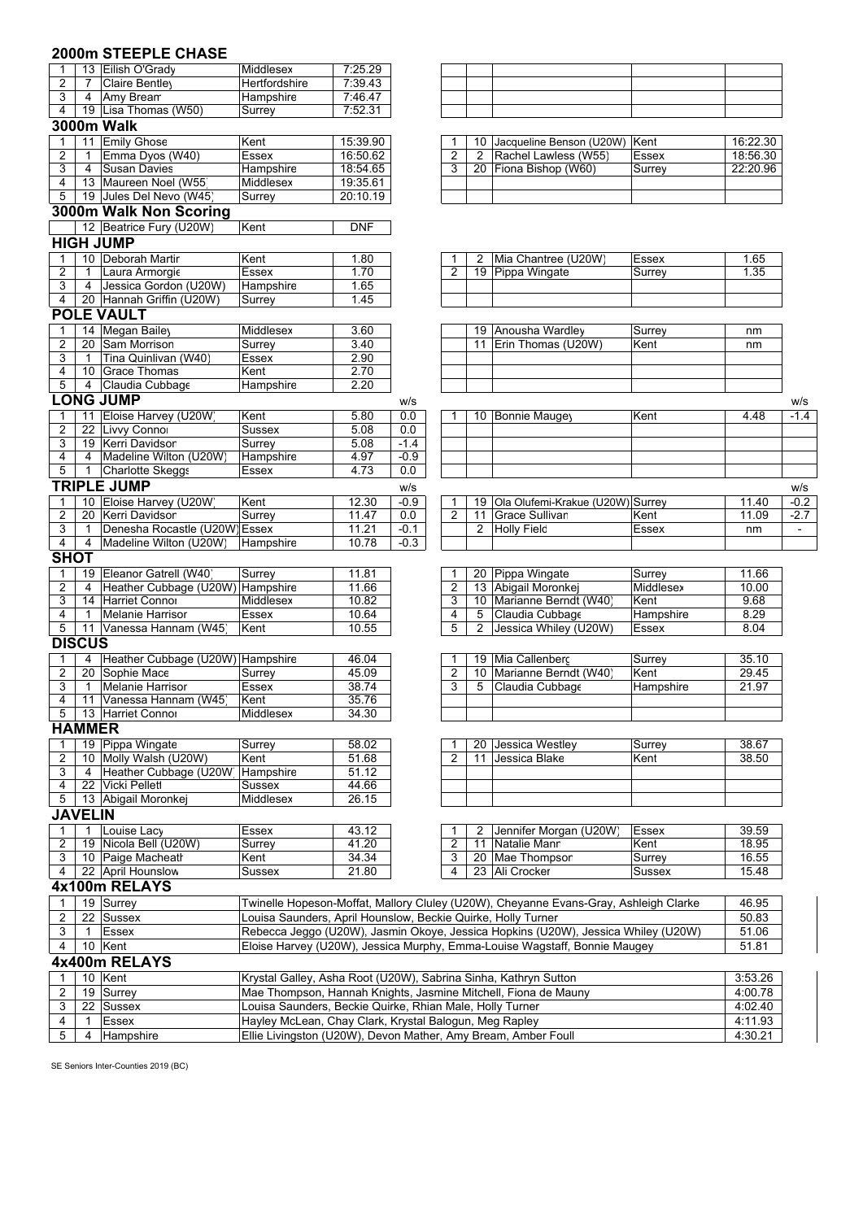## 2000m STEEPLE CHASE

| | | | | | | | | | |
|---|---|---|---|---|---|---|---|---|---|
| 1 | 13 | Eilish O'Grady | Middlesex | 7:25.29 | | | | | |
| 2 | 7 | Claire Bentley | Hertfordshire | 7:39.43 | | | | | |
| 3 | 4 | Amy Bream | Hampshire | 7:46.47 | | | | | |
| 4 | 19 | Lisa Thomas (W50) | Surrey | 7:52.31 | | | | | |

## 3000m Walk

| | | | | | | | | | |
|---|---|---|---|---|---|---|---|---|---|
| 1 | 11 | Emily Ghose | Kent | 15:39.90 | 1 | 10 | Jacqueline Benson (U20W) | Kent | 16:22.30 |
| 2 | 1 | Emma Dyos (W40) | Essex | 16:50.62 | 2 | 2 | Rachel Lawless (W55) | Essex | 18:56.30 |
| 3 | 4 | Susan Davies | Hampshire | 18:54.65 | 3 | 20 | Fiona Bishop (W60) | Surrey | 22:20.96 |
| 4 | 13 | Maureen Noel (W55) | Middlesex | 19:35.61 | | | | | |
| 5 | 19 | Jules Del Nevo (W45) | Surrey | 20:10.19 | | | | | |

## 3000m Walk Non Scoring

| | | | | |
|---|---|---|---|---|
| | 12 | Beatrice Fury (U20W) | Kent | DNF |

## HIGH JUMP

| | | | | | | | | | |
|---|---|---|---|---|---|---|---|---|---|
| 1 | 10 | Deborah Martin | Kent | 1.80 | 1 | 2 | Mia Chantree (U20W) | Essex | 1.65 |
| 2 | 1 | Laura Armorgie | Essex | 1.70 | 2 | 19 | Pippa Wingate | Surrey | 1.35 |
| 3 | 4 | Jessica Gordon (U20W) | Hampshire | 1.65 | | | | | |
| 4 | 20 | Hannah Griffin (U20W) | Surrey | 1.45 | | | | | |

## POLE VAULT

| | | | | | | | | | |
|---|---|---|---|---|---|---|---|---|---|
| 1 | 14 | Megan Bailey | Middlesex | 3.60 | | 19 | Anousha Wardley | Surrey | nm |
| 2 | 20 | Sam Morrison | Surrey | 3.40 | | 11 | Erin Thomas (U20W) | Kent | nm |
| 3 | 1 | Tina Quinlivan (W40) | Essex | 2.90 | | | | | |
| 4 | 10 | Grace Thomas | Kent | 2.70 | | | | | |
| 5 | 4 | Claudia Cubbage | Hampshire | 2.20 | | | | | |

## LONG JUMP

| | | | | | w/s | | | | | | w/s |
|---|---|---|---|---|---|---|---|---|---|---|---|
| 1 | 11 | Eloise Harvey (U20W) | Kent | 5.80 | 0.0 | 1 | 10 | Bonnie Maugey | Kent | 4.48 | -1.4 |
| 2 | 22 | Livvy Connor | Sussex | 5.08 | 0.0 | | | | | | |
| 3 | 19 | Kerri Davidson | Surrey | 5.08 | -1.4 | | | | | | |
| 4 | 4 | Madeline Wilton (U20W) | Hampshire | 4.97 | -0.9 | | | | | | |
| 5 | 1 | Charlotte Skeggs | Essex | 4.73 | 0.0 | | | | | | |

## TRIPLE JUMP

| | | | | | w/s | | | | | | w/s |
|---|---|---|---|---|---|---|---|---|---|---|---|
| 1 | 10 | Eloise Harvey (U20W) | Kent | 12.30 | -0.9 | 1 | 19 | Ola Olufemi-Krakue (U20W) | Surrey | 11.40 | -0.2 |
| 2 | 20 | Kerri Davidson | Surrey | 11.47 | 0.0 | 2 | 11 | Grace Sullivan | Kent | 11.09 | -2.7 |
| 3 | 1 | Denesha Rocastle (U20W) | Essex | 11.21 | -0.1 | | 2 | Holly Field | Essex | nm | - |
| 4 | 4 | Madeline Wilton (U20W) | Hampshire | 10.78 | -0.3 | | | | | | |

## SHOT

| | | | | | | | | | |
|---|---|---|---|---|---|---|---|---|---|
| 1 | 19 | Eleanor Gatrell (W40) | Surrey | 11.81 | 1 | 20 | Pippa Wingate | Surrey | 11.66 |
| 2 | 4 | Heather Cubbage (U20W) | Hampshire | 11.66 | 2 | 13 | Abigail Moronkej | Middlesex | 10.00 |
| 3 | 14 | Harriet Connor | Middlesex | 10.82 | 3 | 10 | Marianne Berndt (W40) | Kent | 9.68 |
| 4 | 1 | Melanie Harrison | Essex | 10.64 | 4 | 5 | Claudia Cubbage | Hampshire | 8.29 |
| 5 | 11 | Vanessa Hannam (W45) | Kent | 10.55 | 5 | 2 | Jessica Whiley (U20W) | Essex | 8.04 |

## DISCUS

| | | | | | | | | | |
|---|---|---|---|---|---|---|---|---|---|
| 1 | 4 | Heather Cubbage (U20W) | Hampshire | 46.04 | 1 | 19 | Mia Callenberg | Surrey | 35.10 |
| 2 | 20 | Sophie Mace | Surrey | 45.09 | 2 | 10 | Marianne Berndt (W40) | Kent | 29.45 |
| 3 | 1 | Melanie Harrison | Essex | 38.74 | 3 | 5 | Claudia Cubbage | Hampshire | 21.97 |
| 4 | 11 | Vanessa Hannam (W45) | Kent | 35.76 | | | | | |
| 5 | 13 | Harriet Connor | Middlesex | 34.30 | | | | | |

## HAMMER

| | | | | | | | | | |
|---|---|---|---|---|---|---|---|---|---|
| 1 | 19 | Pippa Wingate | Surrey | 58.02 | 1 | 20 | Jessica Westley | Surrey | 38.67 |
| 2 | 10 | Molly Walsh (U20W) | Kent | 51.68 | 2 | 11 | Jessica Blake | Kent | 38.50 |
| 3 | 4 | Heather Cubbage (U20W) | Hampshire | 51.12 | | | | | |
| 4 | 22 | Vicki Pellett | Sussex | 44.66 | | | | | |
| 5 | 13 | Abigail Moronkej | Middlesex | 26.15 | | | | | |

## JAVELIN

| | | | | | | | | | |
|---|---|---|---|---|---|---|---|---|---|
| 1 | 1 | Louise Lacy | Essex | 43.12 | 1 | 2 | Jennifer Morgan (U20W) | Essex | 39.59 |
| 2 | 19 | Nicola Bell (U20W) | Surrey | 41.20 | 2 | 11 | Natalie Mann | Kent | 18.95 |
| 3 | 10 | Paige Macheath | Kent | 34.34 | 3 | 20 | Mae Thompson | Surrey | 16.55 |
| 4 | 22 | April Hounslow | Sussex | 21.80 | 4 | 23 | Ali Crocker | Sussex | 15.48 |

## 4x100m RELAYS

| | | | | |
|---|---|---|---|---|
| 1 | 19 | Surrey | Twinelle Hopeson-Moffat, Mallory Cluley (U20W), Cheyanne Evans-Gray, Ashleigh Clarke | 46.95 |
| 2 | 22 | Sussex | Louisa Saunders, April Hounslow, Beckie Quirke, Holly Turner | 50.83 |
| 3 | 1 | Essex | Rebecca Jeggo (U20W), Jasmin Okoye, Jessica Hopkins (U20W), Jessica Whiley (U20W) | 51.06 |
| 4 | 10 | Kent | Eloise Harvey (U20W), Jessica Murphy, Emma-Louise Wagstaff, Bonnie Maugey | 51.81 |

## 4x400m RELAYS

| | | | | |
|---|---|---|---|---|
| 1 | 10 | Kent | Krystal Galley, Asha Root (U20W), Sabrina Sinha, Kathryn Sutton | 3:53.26 |
| 2 | 19 | Surrey | Mae Thompson, Hannah Knights, Jasmine Mitchell, Fiona de Mauny | 4:00.78 |
| 3 | 22 | Sussex | Louisa Saunders, Beckie Quirke, Rhian Male, Holly Turner | 4:02.40 |
| 4 | 1 | Essex | Hayley McLean, Chay Clark, Krystal Balogun, Meg Rapley | 4:11.93 |
| 5 | 4 | Hampshire | Ellie Livingston (U20W), Devon Mather, Amy Bream, Amber Foull | 4:30.21 |

SE Seniors Inter-Counties 2019 (BC)